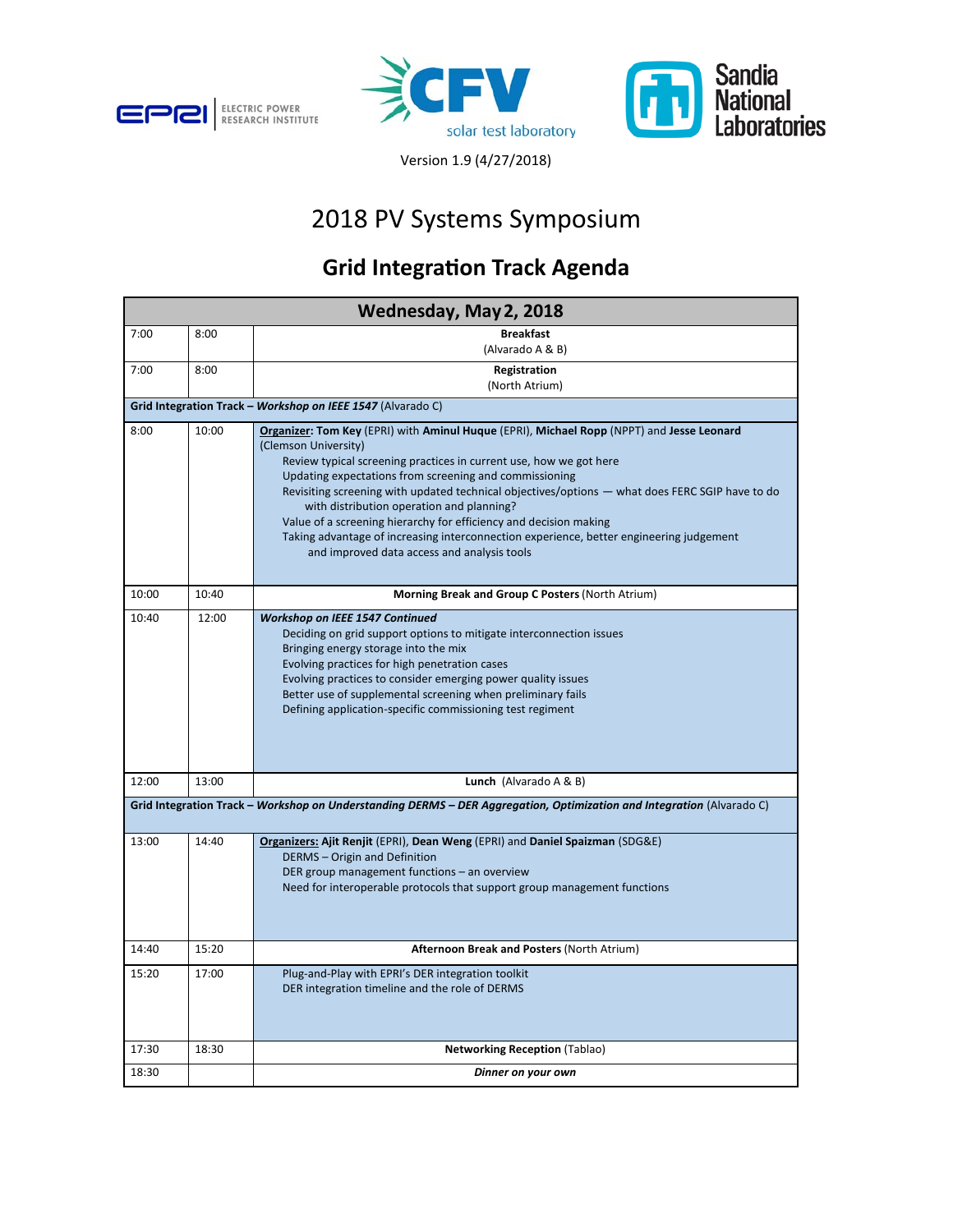ELECTRIC POWER RESEARCH INSTITUTE

CFV solar test laboratory

Sandia National Laboratories

Version 1.9 (4/27/2018)

# 2018 PV Systems Symposium

## Grid Integration Track Agenda

| Wednesday, May 2, 2018 | | |
|---|---|---|
| 7:00 | 8:00 | **Breakfast** (Alvarado A & B) |
| 7:00 | 8:00 | **Registration** (North Atrium) |
| **Grid Integration Track – *Workshop on IEEE 1547*** (Alvarado C) | | |
| 8:00 | 10:00 | **Organizer: Tom Key** (EPRI) with **Aminul Huque** (EPRI), **Michael Ropp** (NPPT) and **Jesse Leonard** (Clemson University)<br>Review typical screening practices in current use, how we got here<br>Updating expectations from screening and commissioning<br>Revisiting screening with updated technical objectives/options — what does FERC SGIP have to do with distribution operation and planning?<br>Value of a screening hierarchy for efficiency and decision making<br>Taking advantage of increasing interconnection experience, better engineering judgement and improved data access and analysis tools |
| 10:00 | 10:40 | **Morning Break and Group C Posters** (North Atrium) |
| 10:40 | 12:00 | ***Workshop on IEEE 1547 Continued***<br>Deciding on grid support options to mitigate interconnection issues<br>Bringing energy storage into the mix<br>Evolving practices for high penetration cases<br>Evolving practices to consider emerging power quality issues<br>Better use of supplemental screening when preliminary fails<br>Defining application-specific commissioning test regiment |
| 12:00 | 13:00 | **Lunch** (Alvarado A & B) |
| **Grid Integration Track – *Workshop on Understanding DERMS – DER Aggregation, Optimization and Integration*** (Alvarado C) | | |
| 13:00 | 14:40 | **Organizers: Ajit Renjit** (EPRI), **Dean Weng** (EPRI) and **Daniel Spaizman** (SDG&E)<br>DERMS – Origin and Definition<br>DER group management functions – an overview<br>Need for interoperable protocols that support group management functions |
| 14:40 | 15:20 | **Afternoon Break and Posters** (North Atrium) |
| 15:20 | 17:00 | Plug-and-Play with EPRI's DER integration toolkit<br>DER integration timeline and the role of DERMS |
| 17:30 | 18:30 | **Networking Reception** (Tablao) |
| 18:30 | | ***Dinner on your own*** |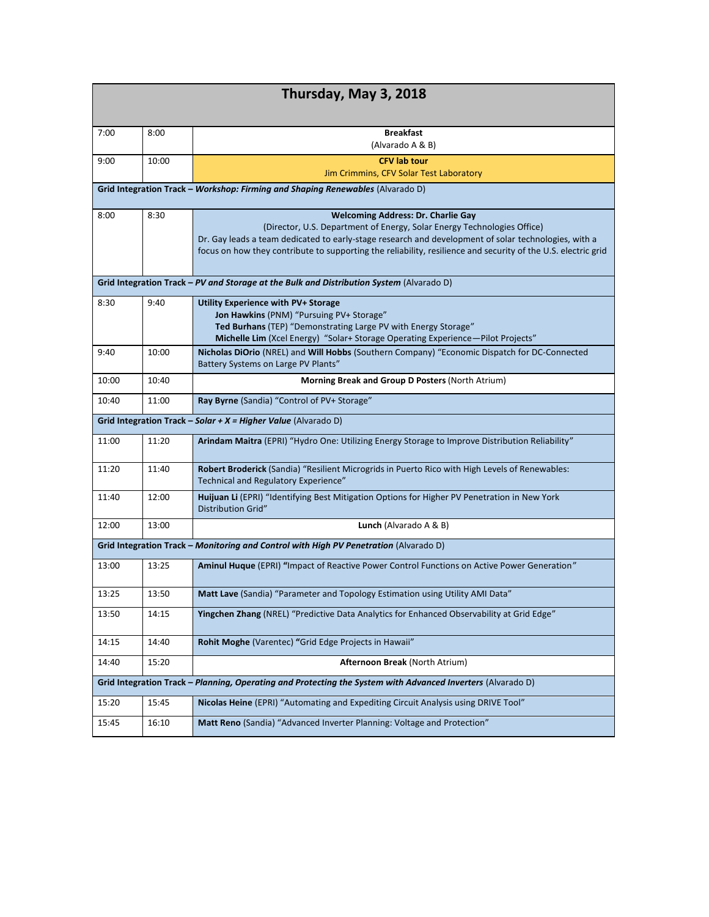| Thursday, May 3, 2018 | | |
|---|---|---|
| 7:00 | 8:00 | **Breakfast** (Alvarado A & B) |
| 9:00 | 10:00 | **CFV lab tour** Jim Crimmins, CFV Solar Test Laboratory |
| **Grid Integration Track –** ***Workshop: Firming and Shaping Renewables*** (Alvarado D) | | |
| 8:00 | 8:30 | **Welcoming Address: Dr. Charlie Gay** (Director, U.S. Department of Energy, Solar Energy Technologies Office) Dr. Gay leads a team dedicated to early-stage research and development of solar technologies, with a focus on how they contribute to supporting the reliability, resilience and security of the U.S. electric grid |
| **Grid Integration Track –** ***PV and Storage at the Bulk and Distribution System*** (Alvarado D) | | |
| 8:30 | 9:40 | **Utility Experience with PV+ Storage** <br> **Jon Hawkins** (PNM) "Pursuing PV+ Storage" <br> **Ted Burhans** (TEP) "Demonstrating Large PV with Energy Storage" <br> **Michelle Lim** (Xcel Energy) "Solar+ Storage Operating Experience—Pilot Projects" |
| 9:40 | 10:00 | **Nicholas DiOrio** (NREL) and **Will Hobbs** (Southern Company) "Economic Dispatch for DC-Connected Battery Systems on Large PV Plants" |
| 10:00 | 10:40 | **Morning Break and Group D Posters** (North Atrium) |
| 10:40 | 11:00 | **Ray Byrne** (Sandia) "Control of PV+ Storage" |
| **Grid Integration Track –** ***Solar + X = Higher Value*** (Alvarado D) | | |
| 11:00 | 11:20 | **Arindam Maitra** (EPRI) "Hydro One: Utilizing Energy Storage to Improve Distribution Reliability" |
| 11:20 | 11:40 | **Robert Broderick** (Sandia) "Resilient Microgrids in Puerto Rico with High Levels of Renewables: Technical and Regulatory Experience" |
| 11:40 | 12:00 | **Huijuan Li** (EPRI) "Identifying Best Mitigation Options for Higher PV Penetration in New York Distribution Grid" |
| 12:00 | 13:00 | **Lunch** (Alvarado A & B) |
| **Grid Integration Track –** ***Monitoring and Control with High PV Penetration*** (Alvarado D) | | |
| 13:00 | 13:25 | **Aminul Huque** (EPRI) "Impact of Reactive Power Control Functions on Active Power Generation" |
| 13:25 | 13:50 | **Matt Lave** (Sandia) "Parameter and Topology Estimation using Utility AMI Data" |
| 13:50 | 14:15 | **Yingchen Zhang** (NREL) "Predictive Data Analytics for Enhanced Observability at Grid Edge" |
| 14:15 | 14:40 | **Rohit Moghe** (Varentec) "Grid Edge Projects in Hawaii" |
| 14:40 | 15:20 | **Afternoon Break** (North Atrium) |
| **Grid Integration Track –** ***Planning, Operating and Protecting the System with Advanced Inverters*** (Alvarado D) | | |
| 15:20 | 15:45 | **Nicolas Heine** (EPRI) "Automating and Expediting Circuit Analysis using DRIVE Tool" |
| 15:45 | 16:10 | **Matt Reno** (Sandia) "Advanced Inverter Planning: Voltage and Protection" |